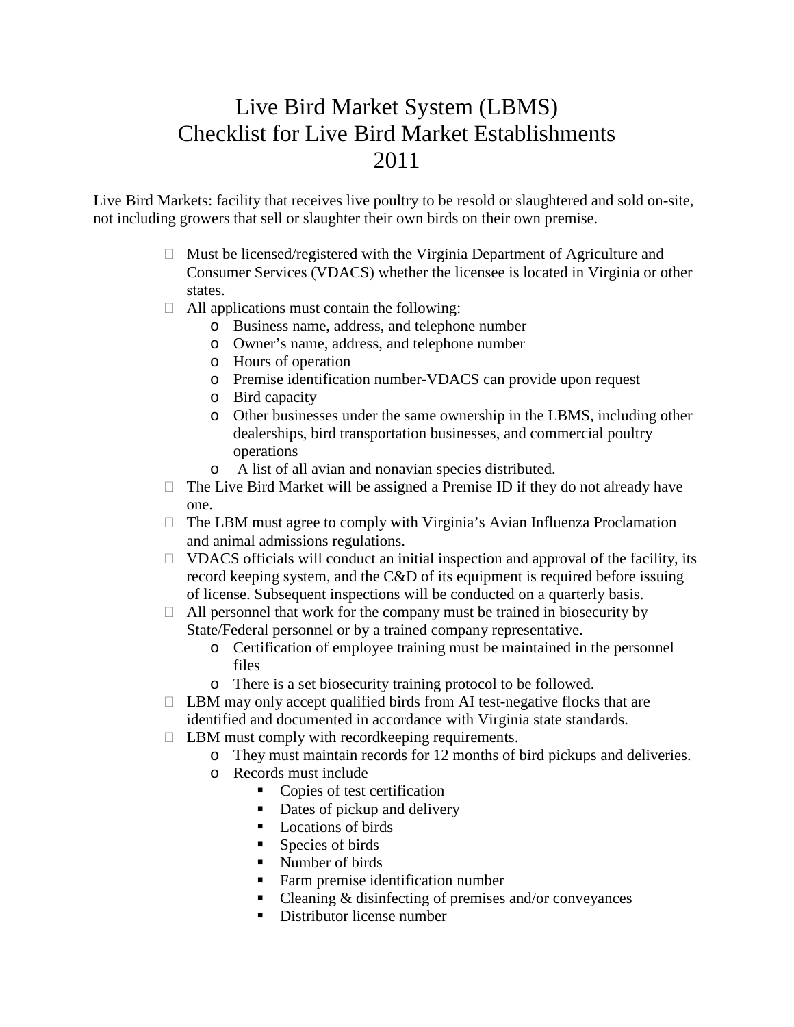# Live Bird Market System (LBMS)
# Checklist for Live Bird Market Establishments
# 2011

Live Bird Markets: facility that receives live poultry to be resold or slaughtered and sold on-site, not including growers that sell or slaughter their own birds on their own premise.

- Must be licensed/registered with the Virginia Department of Agriculture and Consumer Services (VDACS) whether the licensee is located in Virginia or other states.
- All applications must contain the following:
  - Business name, address, and telephone number
  - Owner's name, address, and telephone number
  - Hours of operation
  - Premise identification number-VDACS can provide upon request
  - Bird capacity
  - Other businesses under the same ownership in the LBMS, including other dealerships, bird transportation businesses, and commercial poultry operations
  - A list of all avian and nonavian species distributed.
- The Live Bird Market will be assigned a Premise ID if they do not already have one.
- The LBM must agree to comply with Virginia's Avian Influenza Proclamation and animal admissions regulations.
- VDACS officials will conduct an initial inspection and approval of the facility, its record keeping system, and the C&D of its equipment is required before issuing of license. Subsequent inspections will be conducted on a quarterly basis.
- All personnel that work for the company must be trained in biosecurity by State/Federal personnel or by a trained company representative.
  - Certification of employee training must be maintained in the personnel files
  - There is a set biosecurity training protocol to be followed.
- LBM may only accept qualified birds from AI test-negative flocks that are identified and documented in accordance with Virginia state standards.
- LBM must comply with recordkeeping requirements.
  - They must maintain records for 12 months of bird pickups and deliveries.
  - Records must include
    - Copies of test certification
    - Dates of pickup and delivery
    - Locations of birds
    - Species of birds
    - Number of birds
    - Farm premise identification number
    - Cleaning & disinfecting of premises and/or conveyances
    - Distributor license number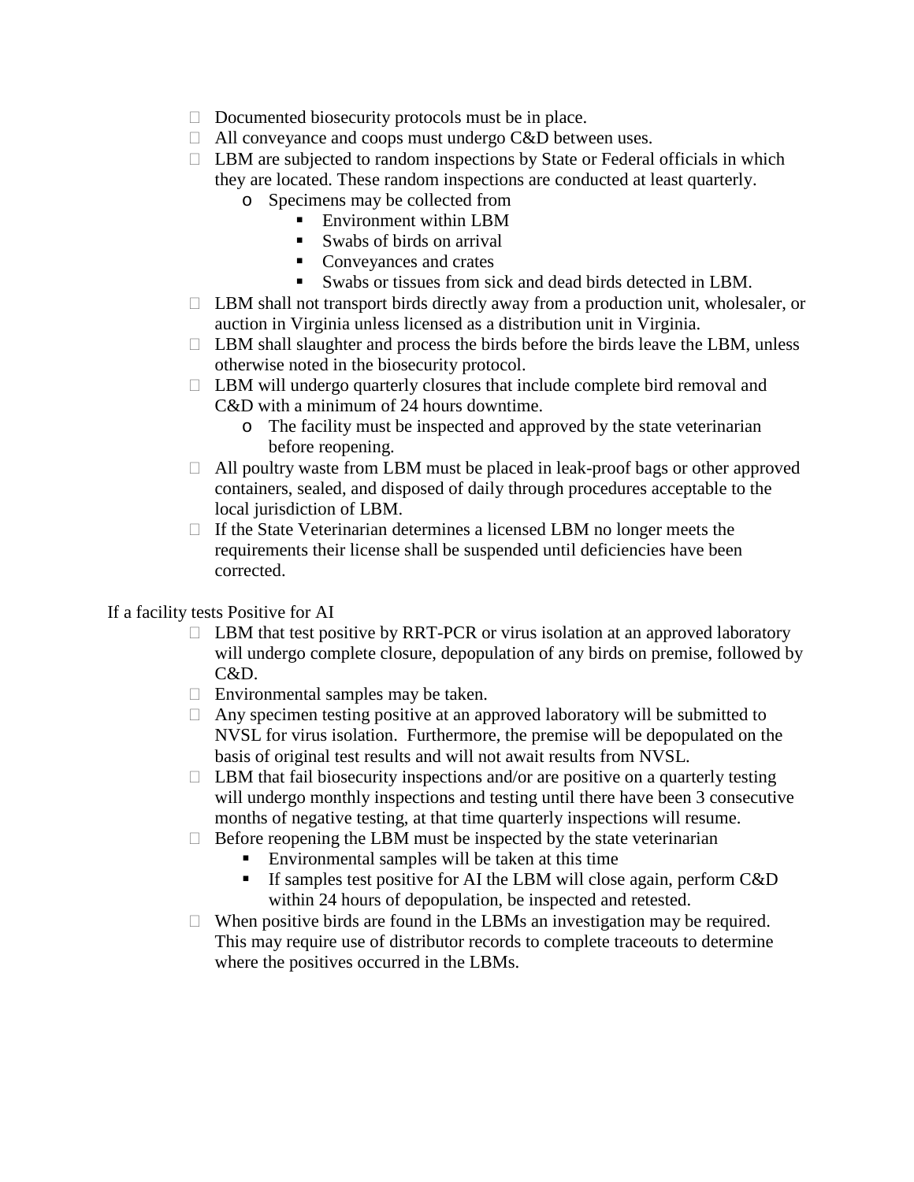- Documented biosecurity protocols must be in place.
- All conveyance and coops must undergo C&D between uses.
- LBM are subjected to random inspections by State or Federal officials in which they are located. These random inspections are conducted at least quarterly.
  - Specimens may be collected from
    - Environment within LBM
    - Swabs of birds on arrival
    - Conveyances and crates
    - Swabs or tissues from sick and dead birds detected in LBM.
- LBM shall not transport birds directly away from a production unit, wholesaler, or auction in Virginia unless licensed as a distribution unit in Virginia.
- LBM shall slaughter and process the birds before the birds leave the LBM, unless otherwise noted in the biosecurity protocol.
- LBM will undergo quarterly closures that include complete bird removal and C&D with a minimum of 24 hours downtime.
  - The facility must be inspected and approved by the state veterinarian before reopening.
- All poultry waste from LBM must be placed in leak-proof bags or other approved containers, sealed, and disposed of daily through procedures acceptable to the local jurisdiction of LBM.
- If the State Veterinarian determines a licensed LBM no longer meets the requirements their license shall be suspended until deficiencies have been corrected.

If a facility tests Positive for AI

- LBM that test positive by RRT-PCR or virus isolation at an approved laboratory will undergo complete closure, depopulation of any birds on premise, followed by C&D.
- Environmental samples may be taken.
- Any specimen testing positive at an approved laboratory will be submitted to NVSL for virus isolation. Furthermore, the premise will be depopulated on the basis of original test results and will not await results from NVSL.
- LBM that fail biosecurity inspections and/or are positive on a quarterly testing will undergo monthly inspections and testing until there have been 3 consecutive months of negative testing, at that time quarterly inspections will resume.
- Before reopening the LBM must be inspected by the state veterinarian
  - Environmental samples will be taken at this time
  - If samples test positive for AI the LBM will close again, perform C&D within 24 hours of depopulation, be inspected and retested.
- When positive birds are found in the LBMs an investigation may be required. This may require use of distributor records to complete traceouts to determine where the positives occurred in the LBMs.